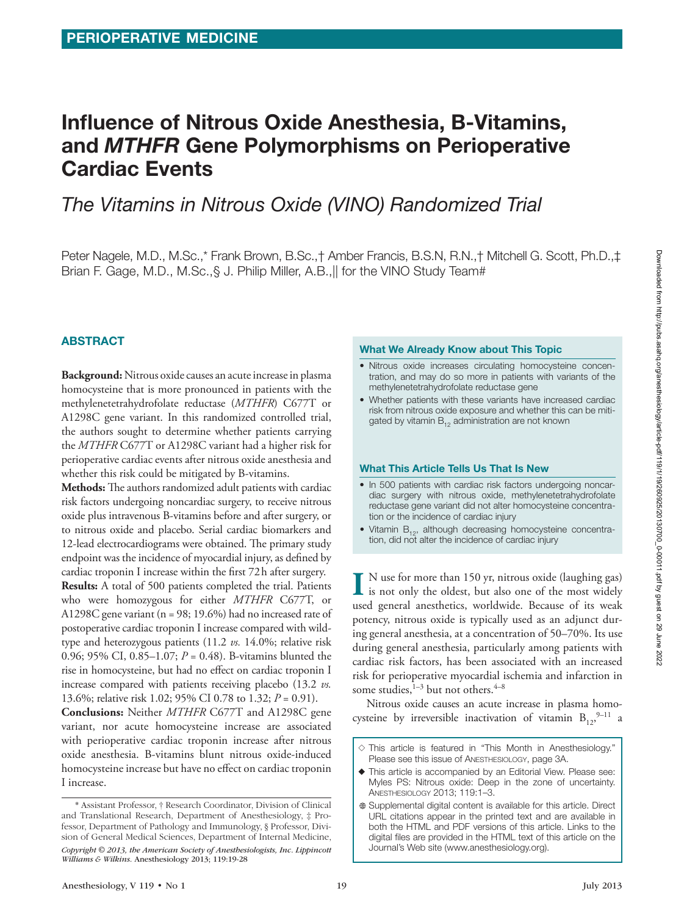PERIOPERATIVE MEDICINE

# Influence of Nitrous Oxide Anesthesia, B-Vitamins, and *MTHFR* Gene Polymorphisms on Perioperative Cardiac Events

## *The Vitamins in Nitrous Oxide (VINO) Randomized Trial*

Peter Nagele, M.D., M.Sc.,* Frank Brown, B.Sc.,† Amber Francis, B.S.N, R.N.,† Mitchell G. Scott, Ph.D.,‡ Brian F. Gage, M.D., M.Sc.,§ J. Philip Miller, A.B.,|| for the VINO Study Team#

## ABSTRACT

**Background:** Nitrous oxide causes an acute increase in plasma homocysteine that is more pronounced in patients with the methylenetetrahydrofolate reductase (*MTHFR*) C677T or A1298C gene variant. In this randomized controlled trial, the authors sought to determine whether patients carrying the *MTHFR* C677T or A1298C variant had a higher risk for perioperative cardiac events after nitrous oxide anesthesia and whether this risk could be mitigated by B-vitamins.

**Methods:** The authors randomized adult patients with cardiac risk factors undergoing noncardiac surgery, to receive nitrous oxide plus intravenous B-vitamins before and after surgery, or to nitrous oxide and placebo. Serial cardiac biomarkers and 12-lead electrocardiograms were obtained. The primary study endpoint was the incidence of myocardial injury, as defined by cardiac troponin I increase within the first 72 h after surgery.

**Results:** A total of 500 patients completed the trial. Patients who were homozygous for either *MTHFR* C677T, or A1298C gene variant (n = 98; 19.6%) had no increased rate of postoperative cardiac troponin I increase compared with wild-type and heterozygous patients (11.2 *vs.* 14.0%; relative risk 0.96; 95% CI, 0.85–1.07; *P* = 0.48). B-vitamins blunted the rise in homocysteine, but had no effect on cardiac troponin I increase compared with patients receiving placebo (13.2 *vs.* 13.6%; relative risk 1.02; 95% CI 0.78 to 1.32; *P* = 0.91).

**Conclusions:** Neither *MTHFR* C677T and A1298C gene variant, nor acute homocysteine increase are associated with perioperative cardiac troponin increase after nitrous oxide anesthesia. B-vitamins blunt nitrous oxide-induced homocysteine increase but have no effect on cardiac troponin I increase.

### What We Already Know about This Topic

- Nitrous oxide increases circulating homocysteine concentration, and may do so more in patients with variants of the methylenetetrahydrofolate reductase gene
- Whether patients with these variants have increased cardiac risk from nitrous oxide exposure and whether this can be mitigated by vitamin $B_{12}$ administration are not known

### What This Article Tells Us That Is New

- In 500 patients with cardiac risk factors undergoing noncardiac surgery with nitrous oxide, methylenetetrahydrofolate reductase gene variant did not alter homocysteine concentration or the incidence of cardiac injury
- Vitamin $B_{12}$, although decreasing homocysteine concentration, did not alter the incidence of cardiac injury

IN use for more than 150 yr, nitrous oxide (laughing gas) is not only the oldest, but also one of the most widely used general anesthetics, worldwide. Because of its weak potency, nitrous oxide is typically used as an adjunct during general anesthesia, at a concentration of 50–70%. Its use during general anesthesia, particularly among patients with cardiac risk factors, has been associated with an increased risk for perioperative myocardial ischemia and infarction in some studies,[1–3] but not others.[4–8]

Nitrous oxide causes an acute increase in plasma homocysteine by irreversible inactivation of vitamin $B_{12}$,[9–11] a

◇ This article is featured in "This Month in Anesthesiology." Please see this issue of ANESTHESIOLOGY, page 3A.

◆ This article is accompanied by an Editorial View. Please see: Myles PS: Nitrous oxide: Deep in the zone of uncertainty. ANESTHESIOLOGY 2013; 119:1–3.

⊕ Supplemental digital content is available for this article. Direct URL citations appear in the printed text and are available in both the HTML and PDF versions of this article. Links to the digital files are provided in the HTML text of this article on the Journal's Web site (www.anesthesiology.org).

\* Assistant Professor, † Research Coordinator, Division of Clinical and Translational Research, Department of Anesthesiology, ‡ Professor, Department of Pathology and Immunology, § Professor, Division of General Medical Sciences, Department of Internal Medicine,

*Copyright © 2013, the American Society of Anesthesiologists, Inc. Lippincott Williams & Wilkins.* Anesthesiology 2013; 119:19-28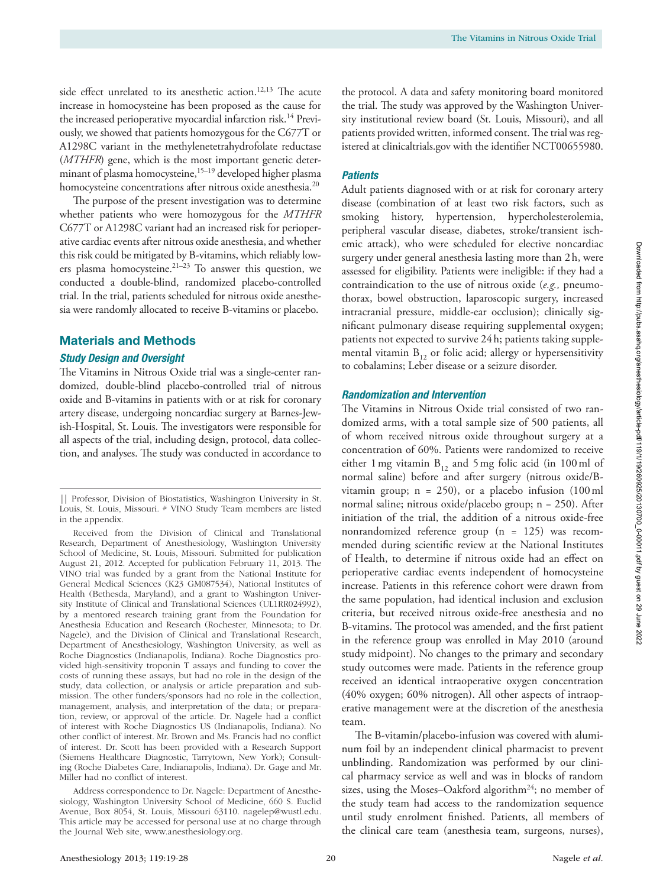side effect unrelated to its anesthetic action.[12,13] The acute increase in homocysteine has been proposed as the cause for the increased perioperative myocardial infarction risk.[14] Previously, we showed that patients homozygous for the C677T or A1298C variant in the methylenetetrahydrofolate reductase (*MTHFR*) gene, which is the most important genetic determinant of plasma homocysteine,[15–19] developed higher plasma homocysteine concentrations after nitrous oxide anesthesia.[20]

The purpose of the present investigation was to determine whether patients who were homozygous for the *MTHFR* C677T or A1298C variant had an increased risk for perioperative cardiac events after nitrous oxide anesthesia, and whether this risk could be mitigated by B-vitamins, which reliably lowers plasma homocysteine.[21–23] To answer this question, we conducted a double-blind, randomized placebo-controlled trial. In the trial, patients scheduled for nitrous oxide anesthesia were randomly allocated to receive B-vitamins or placebo.

## Materials and Methods

### *Study Design and Oversight*

The Vitamins in Nitrous Oxide trial was a single-center randomized, double-blind placebo-controlled trial of nitrous oxide and B-vitamins in patients with or at risk for coronary artery disease, undergoing noncardiac surgery at Barnes-Jewish-Hospital, St. Louis. The investigators were responsible for all aspects of the trial, including design, protocol, data collection, and analyses. The study was conducted in accordance to the protocol. A data and safety monitoring board monitored the trial. The study was approved by the Washington University institutional review board (St. Louis, Missouri), and all patients provided written, informed consent. The trial was registered at clinicaltrials.gov with the identifier NCT00655980.

### *Patients*

Adult patients diagnosed with or at risk for coronary artery disease (combination of at least two risk factors, such as smoking history, hypertension, hypercholesterolemia, peripheral vascular disease, diabetes, stroke/transient ischemic attack), who were scheduled for elective noncardiac surgery under general anesthesia lasting more than 2 h, were assessed for eligibility. Patients were ineligible: if they had a contraindication to the use of nitrous oxide (*e.g.,* pneumothorax, bowel obstruction, laparoscopic surgery, increased intracranial pressure, middle-ear occlusion); clinically significant pulmonary disease requiring supplemental oxygen; patients not expected to survive 24 h; patients taking supplemental vitamin $B_{12}$ or folic acid; allergy or hypersensitivity to cobalamins; Leber disease or a seizure disorder.

### *Randomization and Intervention*

The Vitamins in Nitrous Oxide trial consisted of two randomized arms, with a total sample size of 500 patients, all of whom received nitrous oxide throughout surgery at a concentration of 60%. Patients were randomized to receive either 1 mg vitamin $B_{12}$ and 5 mg folic acid (in 100 ml of normal saline) before and after surgery (nitrous oxide/B-vitamin group; n = 250), or a placebo infusion (100 ml normal saline; nitrous oxide/placebo group; n = 250). After initiation of the trial, the addition of a nitrous oxide-free nonrandomized reference group (n = 125) was recommended during scientific review at the National Institutes of Health, to determine if nitrous oxide had an effect on perioperative cardiac events independent of homocysteine increase. Patients in this reference cohort were drawn from the same population, had identical inclusion and exclusion criteria, but received nitrous oxide-free anesthesia and no B-vitamins. The protocol was amended, and the first patient in the reference group was enrolled in May 2010 (around study midpoint). No changes to the primary and secondary study outcomes were made. Patients in the reference group received an identical intraoperative oxygen concentration (40% oxygen; 60% nitrogen). All other aspects of intraoperative management were at the discretion of the anesthesia team.

The B-vitamin/placebo-infusion was covered with aluminum foil by an independent clinical pharmacist to prevent unblinding. Randomization was performed by our clinical pharmacy service as well and was in blocks of random sizes, using the Moses–Oakford algorithm[24]; no member of the study team had access to the randomization sequence until study enrolment finished. Patients, all members of the clinical care team (anesthesia team, surgeons, nurses),

|| Professor, Division of Biostatistics, Washington University in St. Louis, St. Louis, Missouri. # VINO Study Team members are listed in the appendix.

Received from the Division of Clinical and Translational Research, Department of Anesthesiology, Washington University School of Medicine, St. Louis, Missouri. Submitted for publication August 21, 2012. Accepted for publication February 11, 2013. The VINO trial was funded by a grant from the National Institute for General Medical Sciences (K23 GM087534), National Institutes of Health (Bethesda, Maryland), and a grant to Washington University Institute of Clinical and Translational Sciences (UL1RR024992), by a mentored research training grant from the Foundation for Anesthesia Education and Research (Rochester, Minnesota; to Dr. Nagele), and the Division of Clinical and Translational Research, Department of Anesthesiology, Washington University, as well as Roche Diagnostics (Indianapolis, Indiana). Roche Diagnostics provided high-sensitivity troponin T assays and funding to cover the costs of running these assays, but had no role in the design of the study, data collection, or analysis or article preparation and submission. The other funders/sponsors had no role in the collection, management, analysis, and interpretation of the data; or preparation, review, or approval of the article. Dr. Nagele had a conflict of interest with Roche Diagnostics US (Indianapolis, Indiana). No other conflict of interest. Mr. Brown and Ms. Francis had no conflict of interest. Dr. Scott has been provided with a Research Support (Siemens Healthcare Diagnostic, Tarrytown, New York); Consulting (Roche Diabetes Care, Indianapolis, Indiana). Dr. Gage and Mr. Miller had no conflict of interest.

Address correspondence to Dr. Nagele: Department of Anesthesiology, Washington University School of Medicine, 660 S. Euclid Avenue, Box 8054, St. Louis, Missouri 63110. nagelep@wustl.edu. This article may be accessed for personal use at no charge through the Journal Web site, www.anesthesiology.org.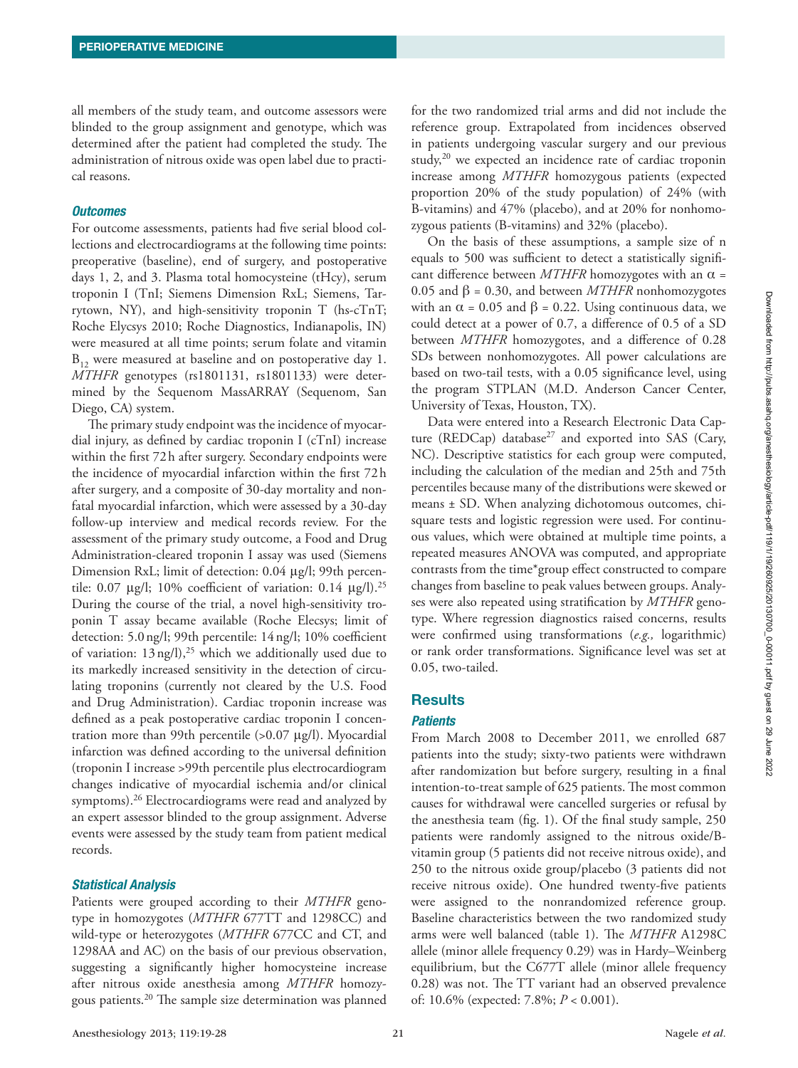all members of the study team, and outcome assessors were blinded to the group assignment and genotype, which was determined after the patient had completed the study. The administration of nitrous oxide was open label due to practical reasons.

### *Outcomes*

For outcome assessments, patients had five serial blood collections and electrocardiograms at the following time points: preoperative (baseline), end of surgery, and postoperative days 1, 2, and 3. Plasma total homocysteine (tHcy), serum troponin I (TnI; Siemens Dimension RxL; Siemens, Tarrytown, NY), and high-sensitivity troponin T (hs-cTnT; Roche Elycsys 2010; Roche Diagnostics, Indianapolis, IN) were measured at all time points; serum folate and vitamin $B_{12}$ were measured at baseline and on postoperative day 1. *MTHFR* genotypes (rs1801131, rs1801133) were determined by the Sequenom MassARRAY (Sequenom, San Diego, CA) system.

The primary study endpoint was the incidence of myocardial injury, as defined by cardiac troponin I (cTnI) increase within the first 72 h after surgery. Secondary endpoints were the incidence of myocardial infarction within the first 72 h after surgery, and a composite of 30-day mortality and nonfatal myocardial infarction, which were assessed by a 30-day follow-up interview and medical records review. For the assessment of the primary study outcome, a Food and Drug Administration-cleared troponin I assay was used (Siemens Dimension RxL; limit of detection: 0.04 μg/l; 99th percentile: 0.07 μg/l; 10% coefficient of variation: 0.14 μg/l).[25] During the course of the trial, a novel high-sensitivity troponin T assay became available (Roche Elecsys; limit of detection: 5.0 ng/l; 99th percentile: 14 ng/l; 10% coefficient of variation: 13 ng/l),[25] which we additionally used due to its markedly increased sensitivity in the detection of circulating troponins (currently not cleared by the U.S. Food and Drug Administration). Cardiac troponin increase was defined as a peak postoperative cardiac troponin I concentration more than 99th percentile (>0.07 μg/l). Myocardial infarction was defined according to the universal definition (troponin I increase >99th percentile plus electrocardiogram changes indicative of myocardial ischemia and/or clinical symptoms).[26] Electrocardiograms were read and analyzed by an expert assessor blinded to the group assignment. Adverse events were assessed by the study team from patient medical records.

### *Statistical Analysis*

Patients were grouped according to their *MTHFR* genotype in homozygotes (*MTHFR* 677TT and 1298CC) and wild-type or heterozygotes (*MTHFR* 677CC and CT, and 1298AA and AC) on the basis of our previous observation, suggesting a significantly higher homocysteine increase after nitrous oxide anesthesia among *MTHFR* homozygous patients.[20] The sample size determination was planned for the two randomized trial arms and did not include the reference group. Extrapolated from incidences observed in patients undergoing vascular surgery and our previous study,[20] we expected an incidence rate of cardiac troponin increase among *MTHFR* homozygous patients (expected proportion 20% of the study population) of 24% (with B-vitamins) and 47% (placebo), and at 20% for nonhomozygous patients (B-vitamins) and 32% (placebo).

On the basis of these assumptions, a sample size of n equals to 500 was sufficient to detect a statistically significant difference between *MTHFR* homozygotes with an $\alpha = 0.05$ and $\beta = 0.30$, and between *MTHFR* nonhomozygotes with an $\alpha = 0.05$ and $\beta = 0.22$. Using continuous data, we could detect at a power of 0.7, a difference of 0.5 of a SD between *MTHFR* homozygotes, and a difference of 0.28 SDs between nonhomozygotes. All power calculations are based on two-tail tests, with a 0.05 significance level, using the program STPLAN (M.D. Anderson Cancer Center, University of Texas, Houston, TX).

Data were entered into a Research Electronic Data Capture (REDCap) database[27] and exported into SAS (Cary, NC). Descriptive statistics for each group were computed, including the calculation of the median and 25th and 75th percentiles because many of the distributions were skewed or means ± SD. When analyzing dichotomous outcomes, chi-square tests and logistic regression were used. For continuous values, which were obtained at multiple time points, a repeated measures ANOVA was computed, and appropriate contrasts from the time*group effect constructed to compare changes from baseline to peak values between groups. Analyses were also repeated using stratification by *MTHFR* genotype. Where regression diagnostics raised concerns, results were confirmed using transformations (*e.g.,* logarithmic) or rank order transformations. Significance level was set at 0.05, two-tailed.

## Results

### *Patients*

From March 2008 to December 2011, we enrolled 687 patients into the study; sixty-two patients were withdrawn after randomization but before surgery, resulting in a final intention-to-treat sample of 625 patients. The most common causes for withdrawal were cancelled surgeries or refusal by the anesthesia team (fig. 1). Of the final study sample, 250 patients were randomly assigned to the nitrous oxide/B-vitamin group (5 patients did not receive nitrous oxide), and 250 to the nitrous oxide group/placebo (3 patients did not receive nitrous oxide). One hundred twenty-five patients were assigned to the nonrandomized reference group. Baseline characteristics between the two randomized study arms were well balanced (table 1). The *MTHFR* A1298C allele (minor allele frequency 0.29) was in Hardy–Weinberg equilibrium, but the C677T allele (minor allele frequency 0.28) was not. The TT variant had an observed prevalence of: 10.6% (expected: 7.8%; $P < 0.001$).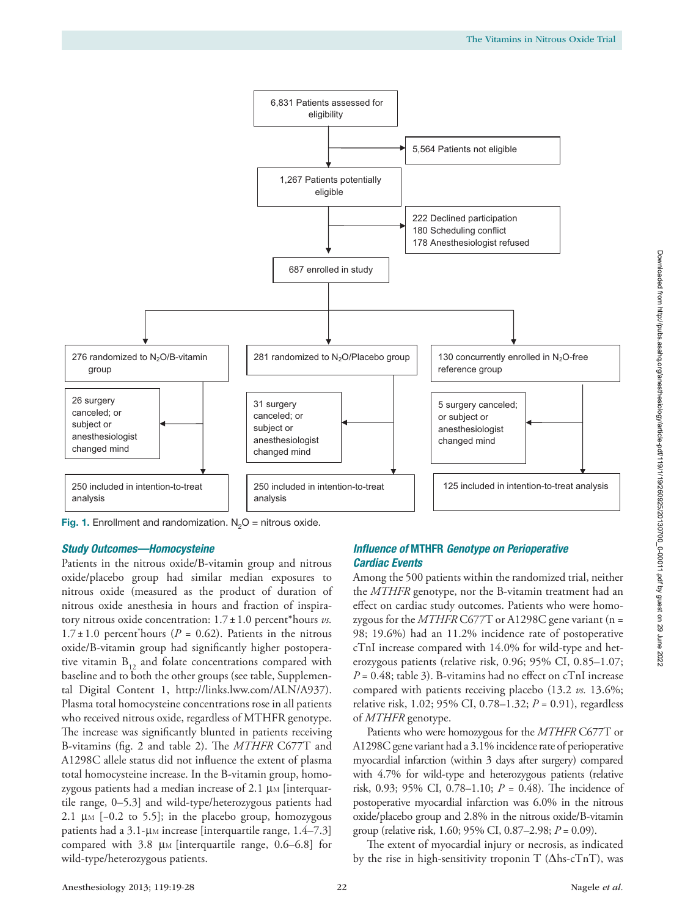6,831 Patients assessed for eligibility

5,564 Patients not eligible

1,267 Patients potentially eligible

222 Declined participation
180 Scheduling conflict
178 Anesthesiologist refused

687 enrolled in study

276 randomized to $N_2O$/B-vitamin group

281 randomized to $N_2O$/Placebo group

130 concurrently enrolled in $N_2O$-free reference group

26 surgery canceled; or subject or anesthesiologist changed mind

31 surgery canceled; or subject or anesthesiologist changed mind

5 surgery canceled; or subject or anesthesiologist changed mind

250 included in intention-to-treat analysis

250 included in intention-to-treat analysis

125 included in intention-to-treat analysis

**Fig. 1.** Enrollment and randomization. $N_2O$ = nitrous oxide.

### *Study Outcomes—Homocysteine*

Patients in the nitrous oxide/B-vitamin group and nitrous oxide/placebo group had similar median exposures to nitrous oxide (measured as the product of duration of nitrous oxide anesthesia in hours and fraction of inspiratory nitrous oxide concentration: 1.7 ± 1.0 percent*hours *vs.* 1.7 ± 1.0 percent*hours ($P$ = 0.62). Patients in the nitrous oxide/B-vitamin group had significantly higher postoperative vitamin $B_{12}$ and folate concentrations compared with baseline and to both the other groups (see table, Supplemental Digital Content 1, http://links.lww.com/ALN/A937). Plasma total homocysteine concentrations rose in all patients who received nitrous oxide, regardless of MTHFR genotype. The increase was significantly blunted in patients receiving B-vitamins (fig. 2 and table 2). The *MTHFR* C677T and A1298C allele status did not influence the extent of plasma total homocysteine increase. In the B-vitamin group, homozygous patients had a median increase of 2.1 μM [interquartile range, 0–5.3] and wild-type/heterozygous patients had 2.1 μM [−0.2 to 5.5]; in the placebo group, homozygous patients had a 3.1-μM increase [interquartile range, 1.4–7.3] compared with 3.8 μM [interquartile range, 0.6–6.8] for wild-type/heterozygous patients.

### *Influence of* MTHFR *Genotype on Perioperative Cardiac Events*

Among the 500 patients within the randomized trial, neither the *MTHFR* genotype, nor the B-vitamin treatment had an effect on cardiac study outcomes. Patients who were homozygous for the *MTHFR* C677T or A1298C gene variant (n = 98; 19.6%) had an 11.2% incidence rate of postoperative cTnI increase compared with 14.0% for wild-type and heterozygous patients (relative risk, 0.96; 95% CI, 0.85–1.07; $P$ = 0.48; table 3). B-vitamins had no effect on cTnI increase compared with patients receiving placebo (13.2 *vs.* 13.6%; relative risk, 1.02; 95% CI, 0.78–1.32; $P$ = 0.91), regardless of *MTHFR* genotype.

Patients who were homozygous for the *MTHFR* C677T or A1298C gene variant had a 3.1% incidence rate of perioperative myocardial infarction (within 3 days after surgery) compared with 4.7% for wild-type and heterozygous patients (relative risk, 0.93; 95% CI, 0.78–1.10; $P$ = 0.48). The incidence of postoperative myocardial infarction was 6.0% in the nitrous oxide/placebo group and 2.8% in the nitrous oxide/B-vitamin group (relative risk, 1.60; 95% CI, 0.87–2.98; $P$ = 0.09).

The extent of myocardial injury or necrosis, as indicated by the rise in high-sensitivity troponin T (Δhs-cTnT), was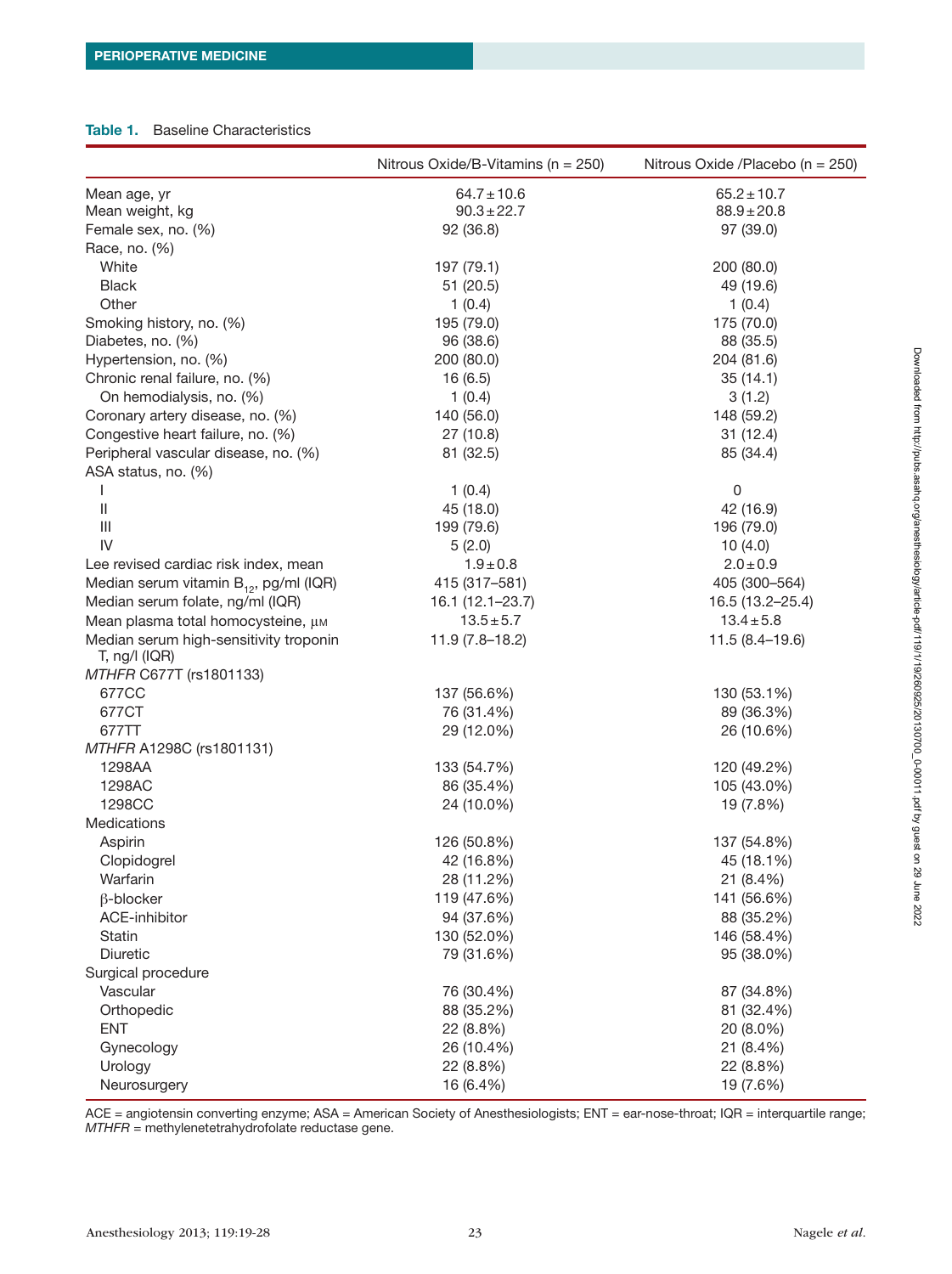**Table 1.** Baseline Characteristics

| | Nitrous Oxide/B-Vitamins (n = 250) | Nitrous Oxide /Placebo (n = 250) |
|---|---|---|
| Mean age, yr | 64.7 ± 10.6 | 65.2 ± 10.7 |
| Mean weight, kg | 90.3 ± 22.7 | 88.9 ± 20.8 |
| Female sex, no. (%) | 92 (36.8) | 97 (39.0) |
| Race, no. (%) | | |
| White | 197 (79.1) | 200 (80.0) |
| Black | 51 (20.5) | 49 (19.6) |
| Other | 1 (0.4) | 1 (0.4) |
| Smoking history, no. (%) | 195 (79.0) | 175 (70.0) |
| Diabetes, no. (%) | 96 (38.6) | 88 (35.5) |
| Hypertension, no. (%) | 200 (80.0) | 204 (81.6) |
| Chronic renal failure, no. (%) | 16 (6.5) | 35 (14.1) |
| On hemodialysis, no. (%) | 1 (0.4) | 3 (1.2) |
| Coronary artery disease, no. (%) | 140 (56.0) | 148 (59.2) |
| Congestive heart failure, no. (%) | 27 (10.8) | 31 (12.4) |
| Peripheral vascular disease, no. (%) | 81 (32.5) | 85 (34.4) |
| ASA status, no. (%) | | |
| I | 1 (0.4) | 0 |
| II | 45 (18.0) | 42 (16.9) |
| III | 199 (79.6) | 196 (79.0) |
| IV | 5 (2.0) | 10 (4.0) |
| Lee revised cardiac risk index, mean | 1.9 ± 0.8 | 2.0 ± 0.9 |
| Median serum vitamin $B_{12}$, pg/ml (IQR) | 415 (317–581) | 405 (300–564) |
| Median serum folate, ng/ml (IQR) | 16.1 (12.1–23.7) | 16.5 (13.2–25.4) |
| Mean plasma total homocysteine, µM | 13.5 ± 5.7 | 13.4 ± 5.8 |
| Median serum high-sensitivity troponin T, ng/l (IQR) | 11.9 (7.8–18.2) | 11.5 (8.4–19.6) |
| *MTHFR* C677T (rs1801133) | | |
| 677CC | 137 (56.6%) | 130 (53.1%) |
| 677CT | 76 (31.4%) | 89 (36.3%) |
| 677TT | 29 (12.0%) | 26 (10.6%) |
| *MTHFR* A1298C (rs1801131) | | |
| 1298AA | 133 (54.7%) | 120 (49.2%) |
| 1298AC | 86 (35.4%) | 105 (43.0%) |
| 1298CC | 24 (10.0%) | 19 (7.8%) |
| Medications | | |
| Aspirin | 126 (50.8%) | 137 (54.8%) |
| Clopidogrel | 42 (16.8%) | 45 (18.1%) |
| Warfarin | 28 (11.2%) | 21 (8.4%) |
| β-blocker | 119 (47.6%) | 141 (56.6%) |
| ACE-inhibitor | 94 (37.6%) | 88 (35.2%) |
| Statin | 130 (52.0%) | 146 (58.4%) |
| Diuretic | 79 (31.6%) | 95 (38.0%) |
| Surgical procedure | | |
| Vascular | 76 (30.4%) | 87 (34.8%) |
| Orthopedic | 88 (35.2%) | 81 (32.4%) |
| ENT | 22 (8.8%) | 20 (8.0%) |
| Gynecology | 26 (10.4%) | 21 (8.4%) |
| Urology | 22 (8.8%) | 22 (8.8%) |
| Neurosurgery | 16 (6.4%) | 19 (7.6%) |

ACE = angiotensin converting enzyme; ASA = American Society of Anesthesiologists; ENT = ear-nose-throat; IQR = interquartile range; *MTHFR* = methylenetetrahydrofolate reductase gene.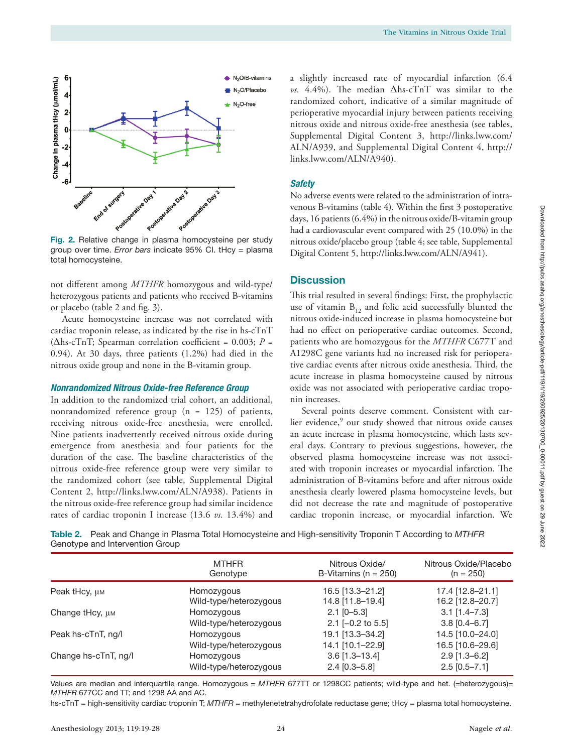Fig. 2. Relative change in plasma homocysteine per study group over time. *Error bars* indicate 95% CI. tHcy = plasma total homocysteine.

not different among *MTHFR* homozygous and wild-type/heterozygous patients and patients who received B-vitamins or placebo (table 2 and fig. 3).

Acute homocysteine increase was not correlated with cardiac troponin release, as indicated by the rise in hs-cTnT (Δhs-cTnT; Spearman correlation coefficient = 0.003; $P$ = 0.94). At 30 days, three patients (1.2%) had died in the nitrous oxide group and none in the B-vitamin group.

### *Nonrandomized Nitrous Oxide-free Reference Group*

In addition to the randomized trial cohort, an additional, nonrandomized reference group (n = 125) of patients, receiving nitrous oxide-free anesthesia, were enrolled. Nine patients inadvertently received nitrous oxide during emergence from anesthesia and four patients for the duration of the case. The baseline characteristics of the nitrous oxide-free reference group were very similar to the randomized cohort (see table, Supplemental Digital Content 2, http://links.lww.com/ALN/A938). Patients in the nitrous oxide-free reference group had similar incidence rates of cardiac troponin I increase (13.6 *vs.* 13.4%) and a slightly increased rate of myocardial infarction (6.4 *vs.* 4.4%). The median Δhs-cTnT was similar to the randomized cohort, indicative of a similar magnitude of perioperative myocardial injury between patients receiving nitrous oxide and nitrous oxide-free anesthesia (see tables, Supplemental Digital Content 3, http://links.lww.com/ALN/A939, and Supplemental Digital Content 4, http://links.lww.com/ALN/A940).

### *Safety*

No adverse events were related to the administration of intravenous B-vitamins (table 4). Within the first 3 postoperative days, 16 patients (6.4%) in the nitrous oxide/B-vitamin group had a cardiovascular event compared with 25 (10.0%) in the nitrous oxide/placebo group (table 4; see table, Supplemental Digital Content 5, http://links.lww.com/ALN/A941).

## Discussion

This trial resulted in several findings: First, the prophylactic use of vitamin $B_{12}$ and folic acid successfully blunted the nitrous oxide-induced increase in plasma homocysteine but had no effect on perioperative cardiac outcomes. Second, patients who are homozygous for the *MTHFR* C677T and A1298C gene variants had no increased risk for perioperative cardiac events after nitrous oxide anesthesia. Third, the acute increase in plasma homocysteine caused by nitrous oxide was not associated with perioperative cardiac troponin increases.

Several points deserve comment. Consistent with earlier evidence,[9] our study showed that nitrous oxide causes an acute increase in plasma homocysteine, which lasts several days. Contrary to previous suggestions, however, the observed plasma homocysteine increase was not associated with troponin increases or myocardial infarction. The administration of B-vitamins before and after nitrous oxide anesthesia clearly lowered plasma homocysteine levels, but did not decrease the rate and magnitude of postoperative cardiac troponin increase, or myocardial infarction. We

**Table 2.** Peak and Change in Plasma Total Homocysteine and High-sensitivity Troponin T According to *MTHFR* Genotype and Intervention Group

| | MTHFR Genotype | Nitrous Oxide/ B-Vitamins (n = 250) | Nitrous Oxide/Placebo (n = 250) |
|---|---|---|---|
| Peak tHcy, μM | Homozygous | 16.5 [13.3–21.2] | 17.4 [12.8–21.1] |
| | Wild-type/heterozygous | 14.8 [11.8–19.4] | 16.2 [12.8–20.7] |
| Change tHcy, μM | Homozygous | 2.1 [0–5.3] | 3.1 [1.4–7.3] |
| | Wild-type/heterozygous | 2.1 [−0.2 to 5.5] | 3.8 [0.4–6.7] |
| Peak hs-cTnT, ng/l | Homozygous | 19.1 [13.3–34.2] | 14.5 [10.0–24.0] |
| | Wild-type/heterozygous | 14.1 [10.1–22.9] | 16.5 [10.6–29.6] |
| Change hs-cTnT, ng/l | Homozygous | 3.6 [1.3–13.4] | 2.9 [1.3–6.2] |
| | Wild-type/heterozygous | 2.4 [0.3–5.8] | 2.5 [0.5–7.1] |

Values are median and interquartile range. Homozygous = *MTHFR* 677TT or 1298CC patients; wild-type and het. (=heterozygous)= *MTHFR* 677CC and TT; and 1298 AA and AC.

hs-cTnT = high-sensitivity cardiac troponin T; *MTHFR* = methylenetetrahydrofolate reductase gene; tHcy = plasma total homocysteine.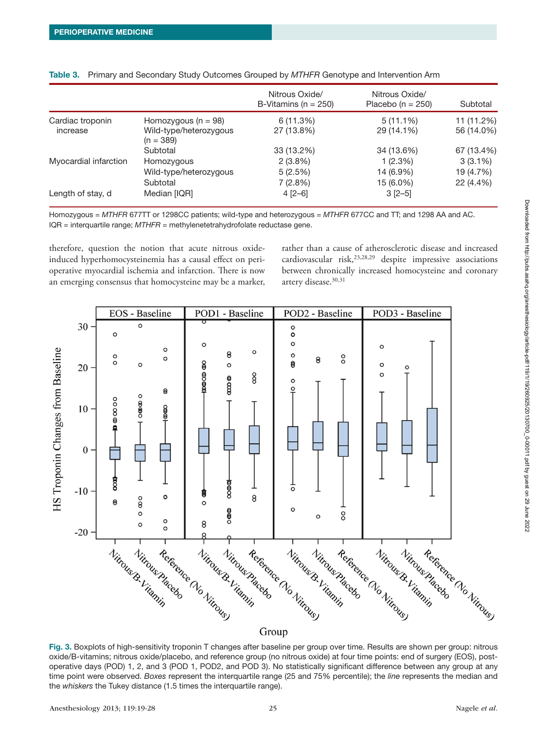**Table 3.** Primary and Secondary Study Outcomes Grouped by *MTHFR* Genotype and Intervention Arm

| | | Nitrous Oxide/ B-Vitamins (n = 250) | Nitrous Oxide/ Placebo (n = 250) | Subtotal |
|---|---|---|---|---|
| Cardiac troponin increase | Homozygous (n = 98) | 6 (11.3%) | 5 (11.1%) | 11 (11.2%) |
| | Wild-type/heterozygous (n = 389) | 27 (13.8%) | 29 (14.1%) | 56 (14.0%) |
| | Subtotal | 33 (13.2%) | 34 (13.6%) | 67 (13.4%) |
| Myocardial infarction | Homozygous | 2 (3.8%) | 1 (2.3%) | 3 (3.1%) |
| | Wild-type/heterozygous | 5 (2.5%) | 14 (6.9%) | 19 (4.7%) |
| | Subtotal | 7 (2.8%) | 15 (6.0%) | 22 (4.4%) |
| Length of stay, d | Median [IQR] | 4 [2–6] | 3 [2–5] | |

Homozygous = *MTHFR* 677TT or 1298CC patients; wild-type and heterozygous = *MTHFR* 677CC and TT; and 1298 AA and AC. IQR = interquartile range; *MTHFR* = methylenetetrahydrofolate reductase gene.

therefore, question the notion that acute nitrous oxide-induced hyperhomocysteinemia has a causal effect on perioperative myocardial ischemia and infarction. There is now an emerging consensus that homocysteine may be a marker, rather than a cause of atherosclerotic disease and increased cardiovascular risk,[23,28,29] despite impressive associations between chronically increased homocysteine and coronary artery disease.[30,31]

**Fig. 3.** Boxplots of high-sensitivity troponin T changes after baseline per group over time. Results are shown per group: nitrous oxide/B-vitamins; nitrous oxide/placebo, and reference group (no nitrous oxide) at four time points: end of surgery (EOS), postoperative days (POD) 1, 2, and 3 (POD 1, POD2, and POD 3). No statistically significant difference between any group at any time point were observed. *Boxes* represent the interquartile range (25 and 75% percentile); the *line* represents the median and the *whiskers* the Tukey distance (1.5 times the interquartile range).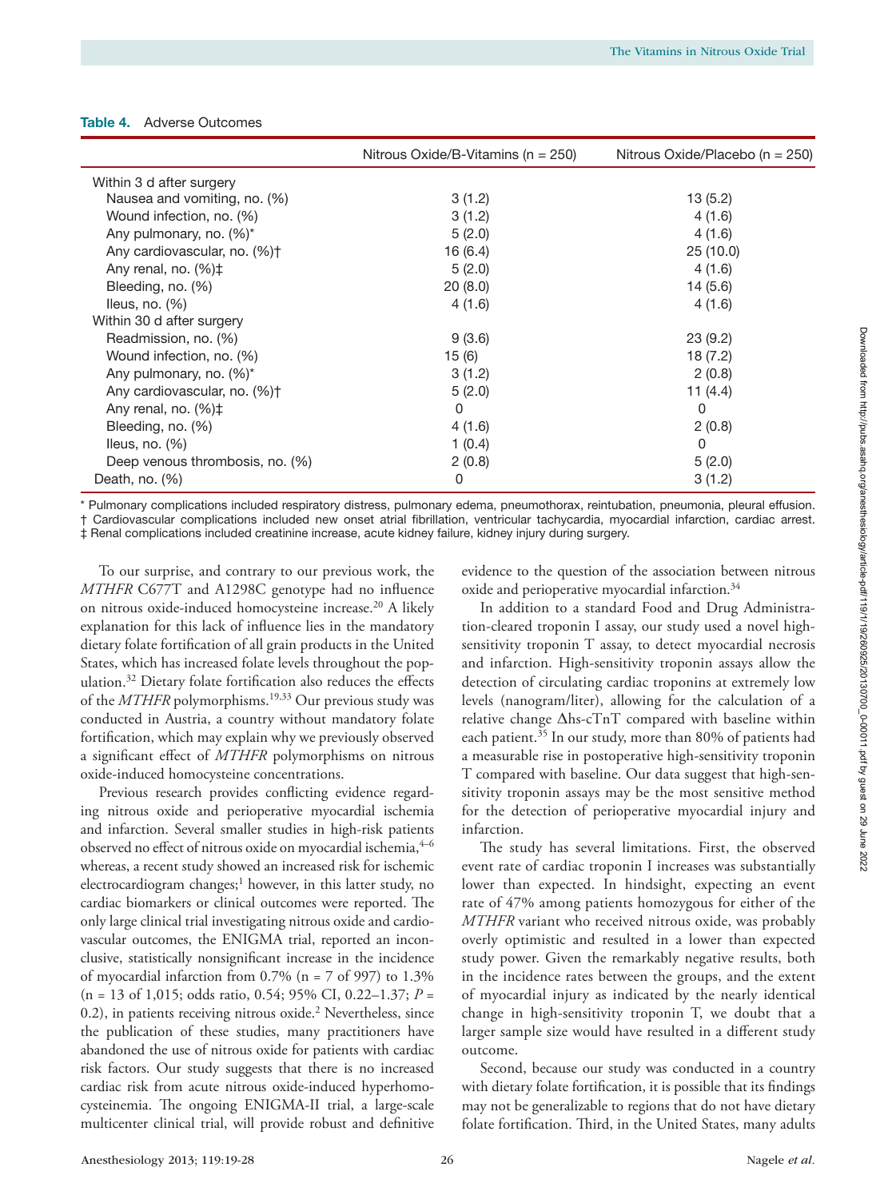**Table 4.** Adverse Outcomes

| | Nitrous Oxide/B-Vitamins (n = 250) | Nitrous Oxide/Placebo (n = 250) |
|---|---|---|
| Within 3 d after surgery | | |
| Nausea and vomiting, no. (%) | 3 (1.2) | 13 (5.2) |
| Wound infection, no. (%) | 3 (1.2) | 4 (1.6) |
| Any pulmonary, no. (%)* | 5 (2.0) | 4 (1.6) |
| Any cardiovascular, no. (%)† | 16 (6.4) | 25 (10.0) |
| Any renal, no. (%)‡ | 5 (2.0) | 4 (1.6) |
| Bleeding, no. (%) | 20 (8.0) | 14 (5.6) |
| Ileus, no. (%) | 4 (1.6) | 4 (1.6) |
| Within 30 d after surgery | | |
| Readmission, no. (%) | 9 (3.6) | 23 (9.2) |
| Wound infection, no. (%) | 15 (6) | 18 (7.2) |
| Any pulmonary, no. (%)* | 3 (1.2) | 2 (0.8) |
| Any cardiovascular, no. (%)† | 5 (2.0) | 11 (4.4) |
| Any renal, no. (%)‡ | 0 | 0 |
| Bleeding, no. (%) | 4 (1.6) | 2 (0.8) |
| Ileus, no. (%) | 1 (0.4) | 0 |
| Deep venous thrombosis, no. (%) | 2 (0.8) | 5 (2.0) |
| Death, no. (%) | 0 | 3 (1.2) |

* Pulmonary complications included respiratory distress, pulmonary edema, pneumothorax, reintubation, pneumonia, pleural effusion.
† Cardiovascular complications included new onset atrial fibrillation, ventricular tachycardia, myocardial infarction, cardiac arrest.
‡ Renal complications included creatinine increase, acute kidney failure, kidney injury during surgery.

To our surprise, and contrary to our previous work, the *MTHFR* C677T and A1298C genotype had no influence on nitrous oxide-induced homocysteine increase.[20] A likely explanation for this lack of influence lies in the mandatory dietary folate fortification of all grain products in the United States, which has increased folate levels throughout the population.[32] Dietary folate fortification also reduces the effects of the *MTHFR* polymorphisms.[19,33] Our previous study was conducted in Austria, a country without mandatory folate fortification, which may explain why we previously observed a significant effect of *MTHFR* polymorphisms on nitrous oxide-induced homocysteine concentrations.

Previous research provides conflicting evidence regarding nitrous oxide and perioperative myocardial ischemia and infarction. Several smaller studies in high-risk patients observed no effect of nitrous oxide on myocardial ischemia,[4–6] whereas, a recent study showed an increased risk for ischemic electrocardiogram changes;[1] however, in this latter study, no cardiac biomarkers or clinical outcomes were reported. The only large clinical trial investigating nitrous oxide and cardiovascular outcomes, the ENIGMA trial, reported an inconclusive, statistically nonsignificant increase in the incidence of myocardial infarction from 0.7% (n = 7 of 997) to 1.3% (n = 13 of 1,015; odds ratio, 0.54; 95% CI, 0.22–1.37; $P$ = 0.2), in patients receiving nitrous oxide.[2] Nevertheless, since the publication of these studies, many practitioners have abandoned the use of nitrous oxide for patients with cardiac risk factors. Our study suggests that there is no increased cardiac risk from acute nitrous oxide-induced hyperhomocysteinemia. The ongoing ENIGMA-II trial, a large-scale multicenter clinical trial, will provide robust and definitive evidence to the question of the association between nitrous oxide and perioperative myocardial infarction.[34]

In addition to a standard Food and Drug Administration-cleared troponin I assay, our study used a novel high-sensitivity troponin T assay, to detect myocardial necrosis and infarction. High-sensitivity troponin assays allow the detection of circulating cardiac troponins at extremely low levels (nanogram/liter), allowing for the calculation of a relative change Δhs-cTnT compared with baseline within each patient.[35] In our study, more than 80% of patients had a measurable rise in postoperative high-sensitivity troponin T compared with baseline. Our data suggest that high-sensitivity troponin assays may be the most sensitive method for the detection of perioperative myocardial injury and infarction.

The study has several limitations. First, the observed event rate of cardiac troponin I increases was substantially lower than expected. In hindsight, expecting an event rate of 47% among patients homozygous for either of the *MTHFR* variant who received nitrous oxide, was probably overly optimistic and resulted in a lower than expected study power. Given the remarkably negative results, both in the incidence rates between the groups, and the extent of myocardial injury as indicated by the nearly identical change in high-sensitivity troponin T, we doubt that a larger sample size would have resulted in a different study outcome.

Second, because our study was conducted in a country with dietary folate fortification, it is possible that its findings may not be generalizable to regions that do not have dietary folate fortification. Third, in the United States, many adults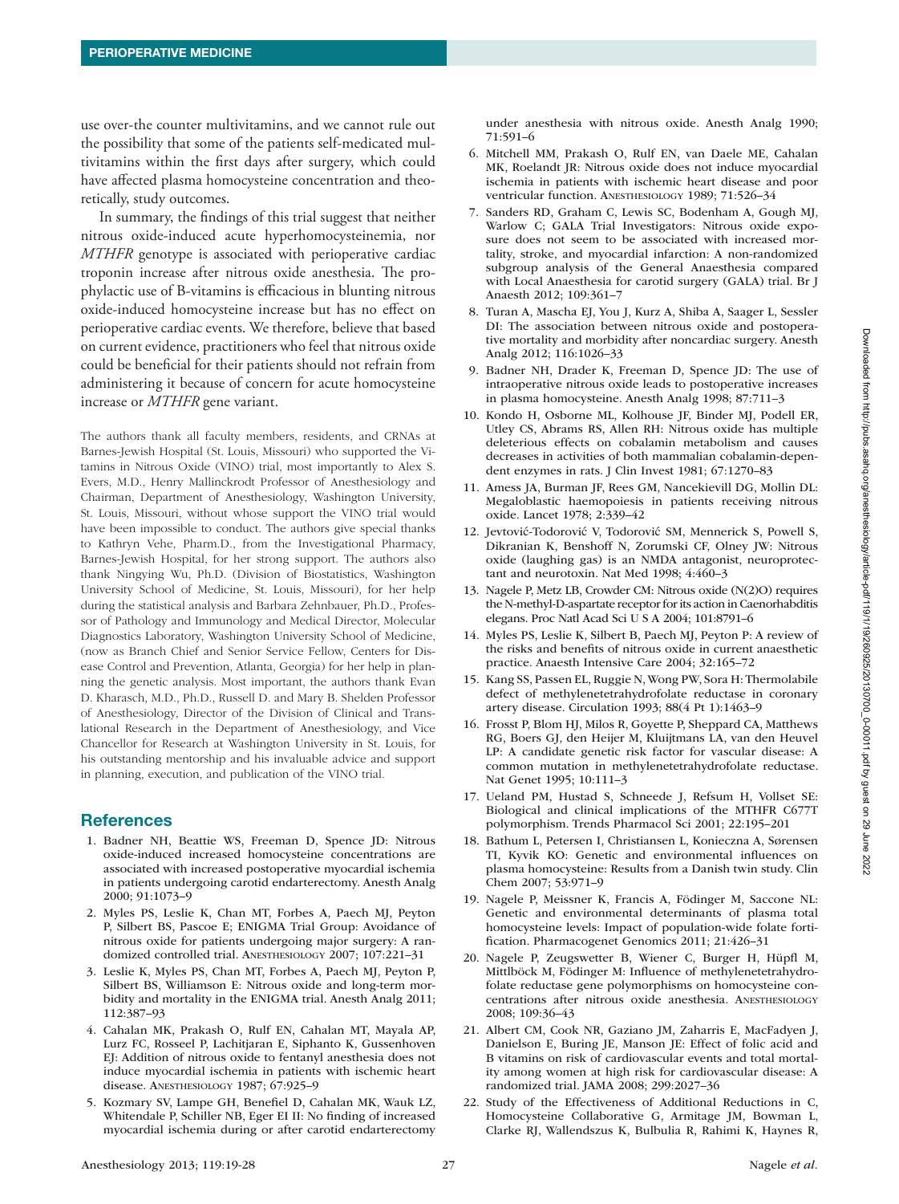use over-the counter multivitamins, and we cannot rule out the possibility that some of the patients self-medicated multivitamins within the first days after surgery, which could have affected plasma homocysteine concentration and theoretically, study outcomes.

In summary, the findings of this trial suggest that neither nitrous oxide-induced acute hyperhomocysteinemia, nor *MTHFR* genotype is associated with perioperative cardiac troponin increase after nitrous oxide anesthesia. The prophylactic use of B-vitamins is efficacious in blunting nitrous oxide-induced homocysteine increase but has no effect on perioperative cardiac events. We therefore, believe that based on current evidence, practitioners who feel that nitrous oxide could be beneficial for their patients should not refrain from administering it because of concern for acute homocysteine increase or *MTHFR* gene variant.

The authors thank all faculty members, residents, and CRNAs at Barnes-Jewish Hospital (St. Louis, Missouri) who supported the Vitamins in Nitrous Oxide (VINO) trial, most importantly to Alex S. Evers, M.D., Henry Mallinckrodt Professor of Anesthesiology and Chairman, Department of Anesthesiology, Washington University, St. Louis, Missouri, without whose support the VINO trial would have been impossible to conduct. The authors give special thanks to Kathryn Vehe, Pharm.D., from the Investigational Pharmacy, Barnes-Jewish Hospital, for her strong support. The authors also thank Ningying Wu, Ph.D. (Division of Biostatistics, Washington University School of Medicine, St. Louis, Missouri), for her help during the statistical analysis and Barbara Zehnbauer, Ph.D., Professor of Pathology and Immunology and Medical Director, Molecular Diagnostics Laboratory, Washington University School of Medicine, (now as Branch Chief and Senior Service Fellow, Centers for Disease Control and Prevention, Atlanta, Georgia) for her help in planning the genetic analysis. Most important, the authors thank Evan D. Kharasch, M.D., Ph.D., Russell D. and Mary B. Shelden Professor of Anesthesiology, Director of the Division of Clinical and Translational Research in the Department of Anesthesiology, and Vice Chancellor for Research at Washington University in St. Louis, for his outstanding mentorship and his invaluable advice and support in planning, execution, and publication of the VINO trial.

## References

1. Badner NH, Beattie WS, Freeman D, Spence JD: Nitrous oxide-induced increased homocysteine concentrations are associated with increased postoperative myocardial ischemia in patients undergoing carotid endarterectomy. Anesth Analg 2000; 91:1073–9
2. Myles PS, Leslie K, Chan MT, Forbes A, Paech MJ, Peyton P, Silbert BS, Pascoe E; ENIGMA Trial Group: Avoidance of nitrous oxide for patients undergoing major surgery: A randomized controlled trial. Anesthesiology 2007; 107:221–31
3. Leslie K, Myles PS, Chan MT, Forbes A, Paech MJ, Peyton P, Silbert BS, Williamson E: Nitrous oxide and long-term morbidity and mortality in the ENIGMA trial. Anesth Analg 2011; 112:387–93
4. Cahalan MK, Prakash O, Rulf EN, Cahalan MT, Mayala AP, Lurz FC, Rosseel P, Lachitjaran E, Siphanto K, Gussenhoven EJ: Addition of nitrous oxide to fentanyl anesthesia does not induce myocardial ischemia in patients with ischemic heart disease. Anesthesiology 1987; 67:925–9
5. Kozmary SV, Lampe GH, Benefiel D, Cahalan MK, Wauk LZ, Whitendale P, Schiller NB, Eger EI II: No finding of increased myocardial ischemia during or after carotid endarterectomy under anesthesia with nitrous oxide. Anesth Analg 1990; 71:591–6
6. Mitchell MM, Prakash O, Rulf EN, van Daele ME, Cahalan MK, Roelandt JR: Nitrous oxide does not induce myocardial ischemia in patients with ischemic heart disease and poor ventricular function. Anesthesiology 1989; 71:526–34
7. Sanders RD, Graham C, Lewis SC, Bodenham A, Gough MJ, Warlow C; GALA Trial Investigators: Nitrous oxide exposure does not seem to be associated with increased mortality, stroke, and myocardial infarction: A non-randomized subgroup analysis of the General Anaesthesia compared with Local Anaesthesia for carotid surgery (GALA) trial. Br J Anaesth 2012; 109:361–7
8. Turan A, Mascha EJ, You J, Kurz A, Shiba A, Saager L, Sessler DI: The association between nitrous oxide and postoperative mortality and morbidity after noncardiac surgery. Anesth Analg 2012; 116:1026–33
9. Badner NH, Drader K, Freeman D, Spence JD: The use of intraoperative nitrous oxide leads to postoperative increases in plasma homocysteine. Anesth Analg 1998; 87:711–3
10. Kondo H, Osborne ML, Kolhouse JF, Binder MJ, Podell ER, Utley CS, Abrams RS, Allen RH: Nitrous oxide has multiple deleterious effects on cobalamin metabolism and causes decreases in activities of both mammalian cobalamin-dependent enzymes in rats. J Clin Invest 1981; 67:1270–83
11. Amess JA, Burman JF, Rees GM, Nancekievill DG, Mollin DL: Megaloblastic haemopoiesis in patients receiving nitrous oxide. Lancet 1978; 2:339–42
12. Jevtović-Todorović V, Todorović SM, Mennerick S, Powell S, Dikranian K, Benshoff N, Zorumski CF, Olney JW: Nitrous oxide (laughing gas) is an NMDA antagonist, neuroprotectant and neurotoxin. Nat Med 1998; 4:460–3
13. Nagele P, Metz LB, Crowder CM: Nitrous oxide (N(2)O) requires the N-methyl-D-aspartate receptor for its action in Caenorhabditis elegans. Proc Natl Acad Sci U S A 2004; 101:8791–6
14. Myles PS, Leslie K, Silbert B, Paech MJ, Peyton P: A review of the risks and benefits of nitrous oxide in current anaesthetic practice. Anaesth Intensive Care 2004; 32:165–72
15. Kang SS, Passen EL, Ruggie N, Wong PW, Sora H: Thermolabile defect of methylenetetrahydrofolate reductase in coronary artery disease. Circulation 1993; 88(4 Pt 1):1463–9
16. Frosst P, Blom HJ, Milos R, Goyette P, Sheppard CA, Matthews RG, Boers GJ, den Heijer M, Kluijtmans LA, van den Heuvel LP: A candidate genetic risk factor for vascular disease: A common mutation in methylenetetrahydrofolate reductase. Nat Genet 1995; 10:111–3
17. Ueland PM, Hustad S, Schneede J, Refsum H, Vollset SE: Biological and clinical implications of the MTHFR C677T polymorphism. Trends Pharmacol Sci 2001; 22:195–201
18. Bathum L, Petersen I, Christiansen L, Konieczna A, Sørensen TI, Kyvik KO: Genetic and environmental influences on plasma homocysteine: Results from a Danish twin study. Clin Chem 2007; 53:971–9
19. Nagele P, Meissner K, Francis A, Födinger M, Saccone NL: Genetic and environmental determinants of plasma total homocysteine levels: Impact of population-wide folate fortification. Pharmacogenet Genomics 2011; 21:426–31
20. Nagele P, Zeugswetter B, Wiener C, Burger H, Hüpfl M, Mittlböck M, Födinger M: Influence of methylenetetrahydrofolate reductase gene polymorphisms on homocysteine concentrations after nitrous oxide anesthesia. Anesthesiology 2008; 109:36–43
21. Albert CM, Cook NR, Gaziano JM, Zaharris E, MacFadyen J, Danielson E, Buring JE, Manson JE: Effect of folic acid and B vitamins on risk of cardiovascular events and total mortality among women at high risk for cardiovascular disease: A randomized trial. JAMA 2008; 299:2027–36
22. Study of the Effectiveness of Additional Reductions in C, Homocysteine Collaborative G, Armitage JM, Bowman L, Clarke RJ, Wallendszus K, Bulbulia R, Rahimi K, Haynes R,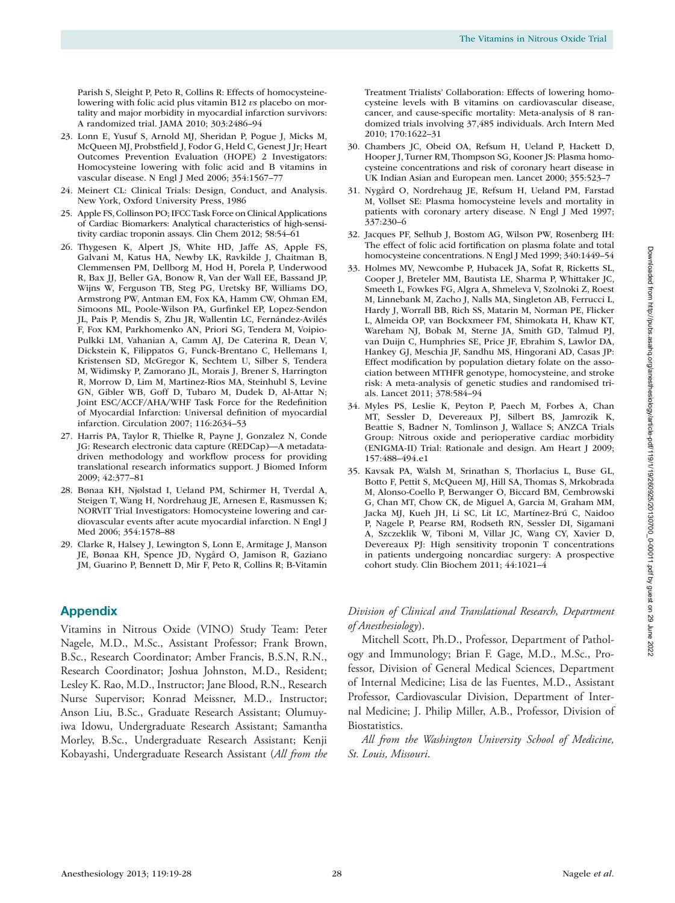Parish S, Sleight P, Peto R, Collins R: Effects of homocysteine-lowering with folic acid plus vitamin B12 *vs* placebo on mortality and major morbidity in myocardial infarction survivors: A randomized trial. JAMA 2010; 303:2486–94

23. Lonn E, Yusuf S, Arnold MJ, Sheridan P, Pogue J, Micks M, McQueen MJ, Probstfield J, Fodor G, Held C, Genest J Jr; Heart Outcomes Prevention Evaluation (HOPE) 2 Investigators: Homocysteine lowering with folic acid and B vitamins in vascular disease. N Engl J Med 2006; 354:1567–77
24. Meinert CL: Clinical Trials: Design, Conduct, and Analysis. New York, Oxford University Press, 1986
25. Apple FS, Collinson PO; IFCC Task Force on Clinical Applications of Cardiac Biomarkers: Analytical characteristics of high-sensitivity cardiac troponin assays. Clin Chem 2012; 58:54–61
26. Thygesen K, Alpert JS, White HD, Jaffe AS, Apple FS, Galvani M, Katus HA, Newby LK, Ravkilde J, Chaitman B, Clemmensen PM, Dellborg M, Hod H, Porela P, Underwood R, Bax JJ, Beller GA, Bonow R, Van der Wall EE, Bassand JP, Wijns W, Ferguson TB, Steg PG, Uretsky BF, Williams DO, Armstrong PW, Antman EM, Fox KA, Hamm CW, Ohman EM, Simoons ML, Poole-Wilson PA, Gurfinkel EP, Lopez-Sendon JL, Pais P, Mendis S, Zhu JR, Wallentin LC, Fernández-Avilés F, Fox KM, Parkhomenko AN, Priori SG, Tendera M, Voipio-Pulkki LM, Vahanian A, Camm AJ, De Caterina R, Dean V, Dickstein K, Filippatos G, Funck-Brentano C, Hellemans I, Kristensen SD, McGregor K, Sechtem U, Silber S, Tendera M, Widimsky P, Zamorano JL, Morais J, Brener S, Harrington R, Morrow D, Lim M, Martinez-Rios MA, Steinhubl S, Levine GN, Gibler WB, Goff D, Tubaro M, Dudek D, Al-Attar N; Joint ESC/ACCF/AHA/WHF Task Force for the Redefinition of Myocardial Infarction: Universal definition of myocardial infarction. Circulation 2007; 116:2634–53
27. Harris PA, Taylor R, Thielke R, Payne J, Gonzalez N, Conde JG: Research electronic data capture (REDCap)—A metadata-driven methodology and workflow process for providing translational research informatics support. J Biomed Inform 2009; 42:377–81
28. Bønaa KH, Njølstad I, Ueland PM, Schirmer H, Tverdal A, Steigen T, Wang H, Nordrehaug JE, Arnesen E, Rasmussen K; NORVIT Trial Investigators: Homocysteine lowering and cardiovascular events after acute myocardial infarction. N Engl J Med 2006; 354:1578–88
29. Clarke R, Halsey J, Lewington S, Lonn E, Armitage J, Manson JE, Bønaa KH, Spence JD, Nygård O, Jamison R, Gaziano JM, Guarino P, Bennett D, Mir F, Peto R, Collins R; B-Vitamin Treatment Trialists' Collaboration: Effects of lowering homocysteine levels with B vitamins on cardiovascular disease, cancer, and cause-specific mortality: Meta-analysis of 8 randomized trials involving 37,485 individuals. Arch Intern Med 2010; 170:1622–31
30. Chambers JC, Obeid OA, Refsum H, Ueland P, Hackett D, Hooper J, Turner RM, Thompson SG, Kooner JS: Plasma homocysteine concentrations and risk of coronary heart disease in UK Indian Asian and European men. Lancet 2000; 355:523–7
31. Nygård O, Nordrehaug JE, Refsum H, Ueland PM, Farstad M, Vollset SE: Plasma homocysteine levels and mortality in patients with coronary artery disease. N Engl J Med 1997; 337:230–6
32. Jacques PF, Selhub J, Bostom AG, Wilson PW, Rosenberg IH: The effect of folic acid fortification on plasma folate and total homocysteine concentrations. N Engl J Med 1999; 340:1449–54
33. Holmes MV, Newcombe P, Hubacek JA, Sofat R, Ricketts SL, Cooper J, Breteler MM, Bautista LE, Sharma P, Whittaker JC, Smeeth L, Fowkes FG, Algra A, Shmeleva V, Szolnoki Z, Roest M, Linnebank M, Zacho J, Nalls MA, Singleton AB, Ferrucci L, Hardy J, Worrall BB, Rich SS, Matarin M, Norman PE, Flicker L, Almeida OP, van Bockxmeer FM, Shimokata H, Khaw KT, Wareham NJ, Bobak M, Sterne JA, Smith GD, Talmud PJ, van Duijn C, Humphries SE, Price JF, Ebrahim S, Lawlor DA, Hankey GJ, Meschia JF, Sandhu MS, Hingorani AD, Casas JP: Effect modification by population dietary folate on the association between MTHFR genotype, homocysteine, and stroke risk: A meta-analysis of genetic studies and randomised trials. Lancet 2011; 378:584–94
34. Myles PS, Leslie K, Peyton P, Paech M, Forbes A, Chan MT, Sessler D, Devereaux PJ, Silbert BS, Jamrozik K, Beattie S, Badner N, Tomlinson J, Wallace S; ANZCA Trials Group: Nitrous oxide and perioperative cardiac morbidity (ENIGMA-II) Trial: Rationale and design. Am Heart J 2009; 157:488–494.e1
35. Kavsak PA, Walsh M, Srinathan S, Thorlacius L, Buse GL, Botto F, Pettit S, McQueen MJ, Hill SA, Thomas S, Mrkobrada M, Alonso-Coello P, Berwanger O, Biccard BM, Cembrowski G, Chan MT, Chow CK, de Miguel A, Garcia M, Graham MM, Jacka MJ, Kueh JH, Li SC, Lit LC, Martínez-Brú C, Naidoo P, Nagele P, Pearse RM, Rodseth RN, Sessler DI, Sigamani A, Szczeklik W, Tiboni M, Villar JC, Wang CY, Xavier D, Devereaux PJ: High sensitivity troponin T concentrations in patients undergoing noncardiac surgery: A prospective cohort study. Clin Biochem 2011; 44:1021–4

## Appendix

Vitamins in Nitrous Oxide (VINO) Study Team: Peter Nagele, M.D., M.Sc., Assistant Professor; Frank Brown, B.Sc., Research Coordinator; Amber Francis, B.S.N, R.N., Research Coordinator; Joshua Johnston, M.D., Resident; Lesley K. Rao, M.D., Instructor; Jane Blood, R.N., Research Nurse Supervisor; Konrad Meissner, M.D., Instructor; Anson Liu, B.Sc., Graduate Research Assistant; Olumuyiwa Idowu, Undergraduate Research Assistant; Samantha Morley, B.Sc., Undergraduate Research Assistant; Kenji Kobayashi, Undergraduate Research Assistant (*All from the Division of Clinical and Translational Research, Department of Anesthesiology*).

Mitchell Scott, Ph.D., Professor, Department of Pathology and Immunology; Brian F. Gage, M.D., M.Sc., Professor, Division of General Medical Sciences, Department of Internal Medicine; Lisa de las Fuentes, M.D., Assistant Professor, Cardiovascular Division, Department of Internal Medicine; J. Philip Miller, A.B., Professor, Division of Biostatistics.

*All from the Washington University School of Medicine, St. Louis, Missouri.*